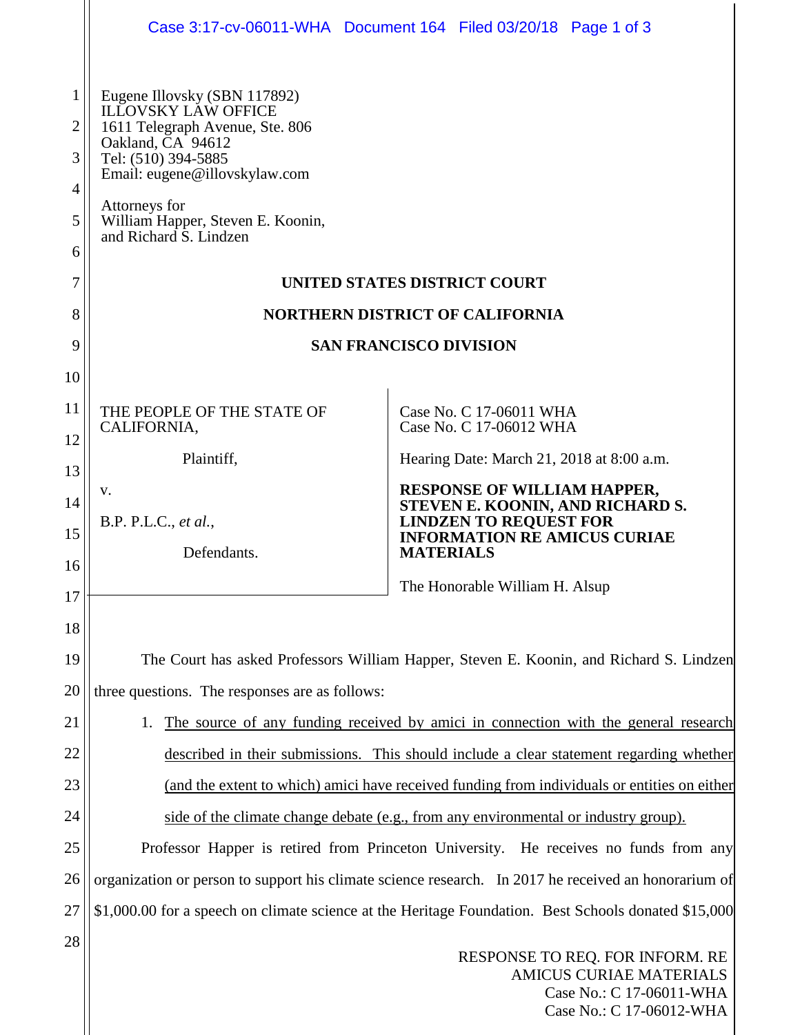Eugene Illovsky (SBN 117892)
ILLOVSKY LAW OFFICE
1611 Telegraph Avenue, Ste. 806
Oakland, CA 94612
Tel: (510) 394-5885
Email: eugene@illovskylaw.com

Attorneys for
William Happer, Steven E. Koonin,
and Richard S. Lindzen

**UNITED STATES DISTRICT COURT**

**NORTHERN DISTRICT OF CALIFORNIA**

**SAN FRANCISCO DIVISION**

THE PEOPLE OF THE STATE OF CALIFORNIA,

Plaintiff,

v.

B.P. P.L.C., *et al.*,

Defendants.

Case No. C 17-06011 WHA
Case No. C 17-06012 WHA

Hearing Date: March 21, 2018 at 8:00 a.m.

**RESPONSE OF WILLIAM HAPPER, STEVEN E. KOONIN, AND RICHARD S. LINDZEN TO REQUEST FOR INFORMATION RE AMICUS CURIAE MATERIALS**

The Honorable William H. Alsup

The Court has asked Professors William Happer, Steven E. Koonin, and Richard S. Lindzen three questions. The responses are as follows:

1. The source of any funding received by amici in connection with the general research described in their submissions. This should include a clear statement regarding whether (and the extent to which) amici have received funding from individuals or entities on either side of the climate change debate (e.g., from any environmental or industry group).

Professor Happer is retired from Princeton University. He receives no funds from any organization or person to support his climate science research. In 2017 he received an honorarium of $1,000.00 for a speech on climate science at the Heritage Foundation. Best Schools donated $15,000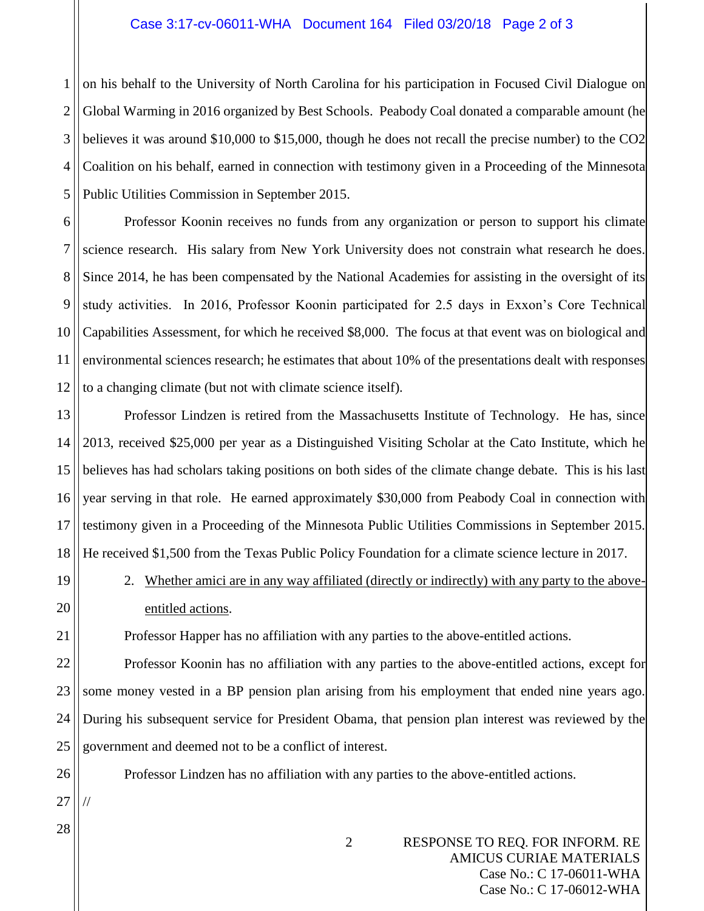on his behalf to the University of North Carolina for his participation in Focused Civil Dialogue on Global Warming in 2016 organized by Best Schools. Peabody Coal donated a comparable amount (he believes it was around $10,000 to $15,000, though he does not recall the precise number) to the CO2 Coalition on his behalf, earned in connection with testimony given in a Proceeding of the Minnesota Public Utilities Commission in September 2015.

Professor Koonin receives no funds from any organization or person to support his climate science research. His salary from New York University does not constrain what research he does. Since 2014, he has been compensated by the National Academies for assisting in the oversight of its study activities. In 2016, Professor Koonin participated for 2.5 days in Exxon's Core Technical Capabilities Assessment, for which he received $8,000. The focus at that event was on biological and environmental sciences research; he estimates that about 10% of the presentations dealt with responses to a changing climate (but not with climate science itself).

Professor Lindzen is retired from the Massachusetts Institute of Technology. He has, since 2013, received $25,000 per year as a Distinguished Visiting Scholar at the Cato Institute, which he believes has had scholars taking positions on both sides of the climate change debate. This is his last year serving in that role. He earned approximately $30,000 from Peabody Coal in connection with testimony given in a Proceeding of the Minnesota Public Utilities Commissions in September 2015. He received $1,500 from the Texas Public Policy Foundation for a climate science lecture in 2017.

2. <u>Whether amici are in any way affiliated (directly or indirectly) with any party to the above-entitled actions</u>.

Professor Happer has no affiliation with any parties to the above-entitled actions.

Professor Koonin has no affiliation with any parties to the above-entitled actions, except for some money vested in a BP pension plan arising from his employment that ended nine years ago. During his subsequent service for President Obama, that pension plan interest was reviewed by the government and deemed not to be a conflict of interest.

Professor Lindzen has no affiliation with any parties to the above-entitled actions.

//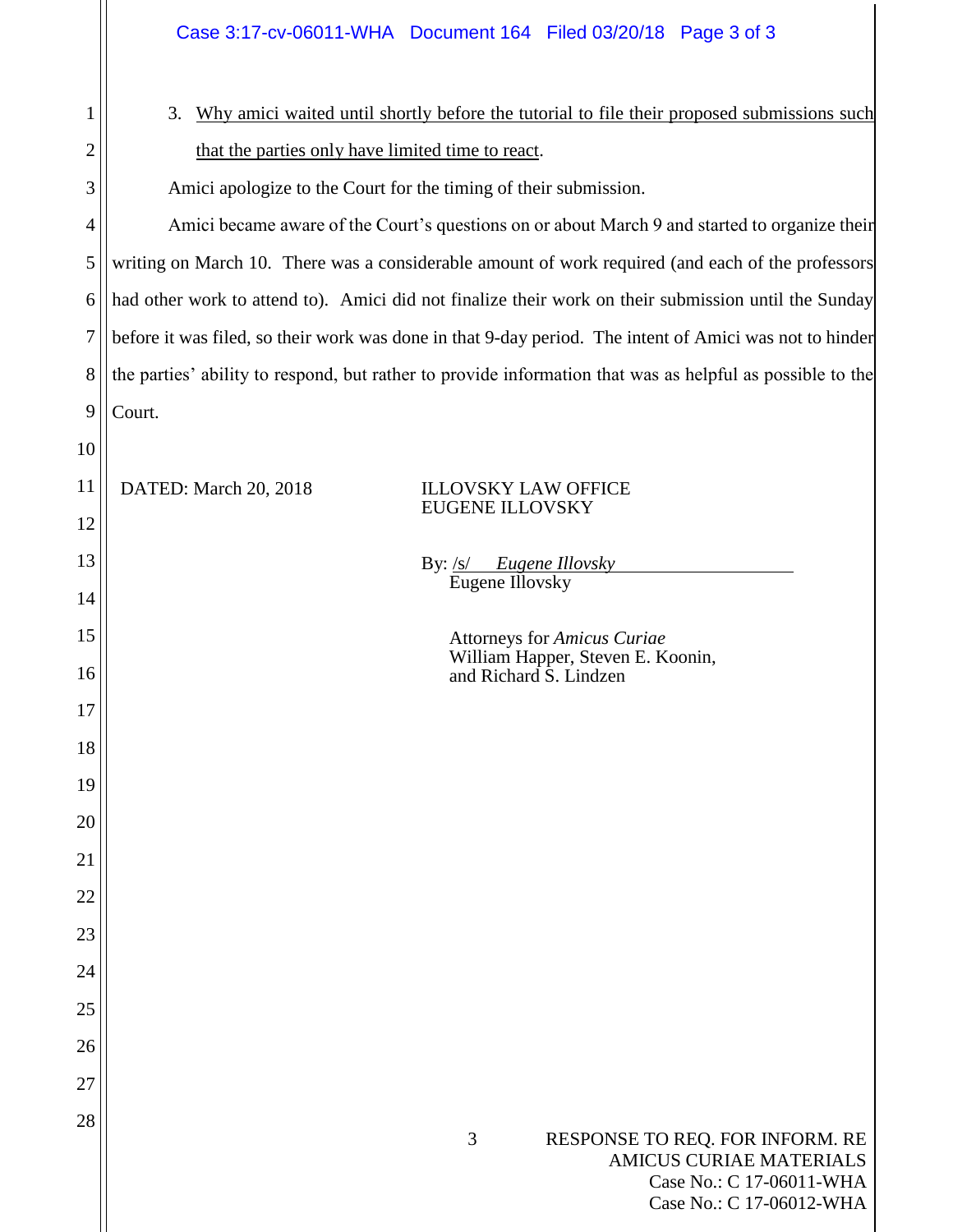3. <u>Why amici waited until shortly before the tutorial to file their proposed submissions such that the parties only have limited time to react</u>.

Amici apologize to the Court for the timing of their submission.

Amici became aware of the Court's questions on or about March 9 and started to organize their writing on March 10. There was a considerable amount of work required (and each of the professors had other work to attend to). Amici did not finalize their work on their submission until the Sunday before it was filed, so their work was done in that 9-day period. The intent of Amici was not to hinder the parties' ability to respond, but rather to provide information that was as helpful as possible to the Court.

DATED: March 20, 2018

ILLOVSKY LAW OFFICE
EUGENE ILLOVSKY

By: /s/ *Eugene Illovsky*
Eugene Illovsky

Attorneys for *Amicus Curiae*
William Happer, Steven E. Koonin, and Richard S. Lindzen

RESPONSE TO REQ. FOR INFORM. RE AMICUS CURIAE MATERIALS
Case No.: C 17-06011-WHA
Case No.: C 17-06012-WHA